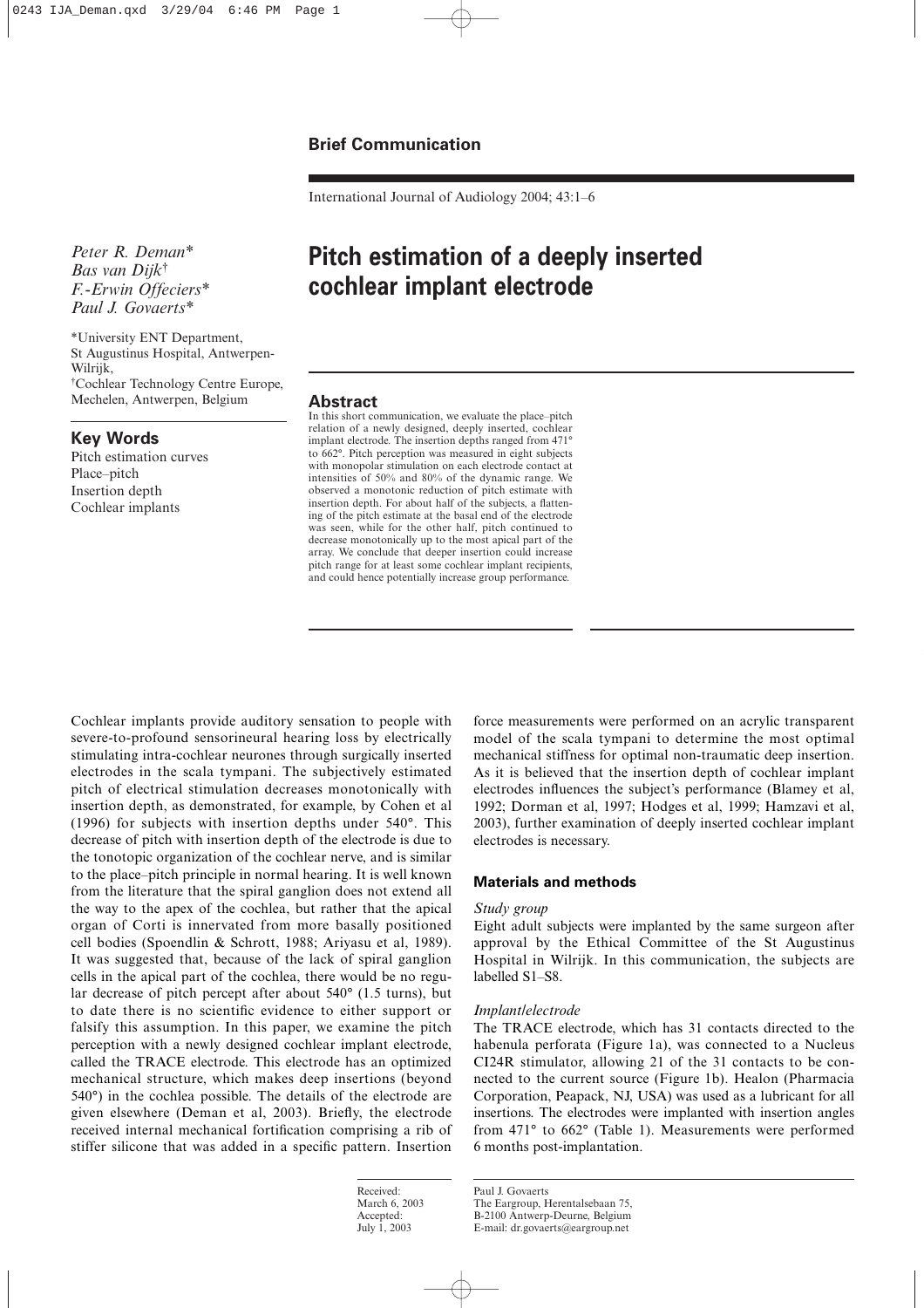**Brief Communication**

*Peter R. Deman*[*]
*Bas van Dijk*[†]
*F.-Erwin Offeciers*[*]
*Paul J. Govaerts*[*]

[*]University ENT Department, St Augustinus Hospital, Antwerpen-Wilrijk,
[†]Cochlear Technology Centre Europe, Mechelen, Antwerpen, Belgium

## Key Words

Pitch estimation curves
Place–pitch
Insertion depth
Cochlear implants

# Pitch estimation of a deeply inserted cochlear implant electrode

## Abstract

In this short communication, we evaluate the place–pitch relation of a newly designed, deeply inserted, cochlear implant electrode. The insertion depths ranged from 471° to 662°. Pitch perception was measured in eight subjects with monopolar stimulation on each electrode contact at intensities of 50% and 80% of the dynamic range. We observed a monotonic reduction of pitch estimate with insertion depth. For about half of the subjects, a flattening of the pitch estimate at the basal end of the electrode was seen, while for the other half, pitch continued to decrease monotonically up to the most apical part of the array. We conclude that deeper insertion could increase pitch range for at least some cochlear implant recipients, and could hence potentially increase group performance.

Cochlear implants provide auditory sensation to people with severe-to-profound sensorineural hearing loss by electrically stimulating intra-cochlear neurones through surgically inserted electrodes in the scala tympani. The subjectively estimated pitch of electrical stimulation decreases monotonically with insertion depth, as demonstrated, for example, by Cohen et al (1996) for subjects with insertion depths under 540°. This decrease of pitch with insertion depth of the electrode is due to the tonotopic organization of the cochlear nerve, and is similar to the place–pitch principle in normal hearing. It is well known from the literature that the spiral ganglion does not extend all the way to the apex of the cochlea, but rather that the apical organ of Corti is innervated from more basally positioned cell bodies (Spoendlin & Schrott, 1988; Ariyasu et al, 1989). It was suggested that, because of the lack of spiral ganglion cells in the apical part of the cochlea, there would be no regular decrease of pitch percept after about 540° (1.5 turns), but to date there is no scientific evidence to either support or falsify this assumption. In this paper, we examine the pitch perception with a newly designed cochlear implant electrode, called the TRACE electrode. This electrode has an optimized mechanical structure, which makes deep insertions (beyond 540°) in the cochlea possible. The details of the electrode are given elsewhere (Deman et al, 2003). Briefly, the electrode received internal mechanical fortification comprising a rib of stiffer silicone that was added in a specific pattern. Insertion force measurements were performed on an acrylic transparent model of the scala tympani to determine the most optimal mechanical stiffness for optimal non-traumatic deep insertion. As it is believed that the insertion depth of cochlear implant electrodes influences the subject's performance (Blamey et al, 1992; Dorman et al, 1997; Hodges et al, 1999; Hamzavi et al, 2003), further examination of deeply inserted cochlear implant electrodes is necessary.

## Materials and methods

### *Study group*

Eight adult subjects were implanted by the same surgeon after approval by the Ethical Committee of the St Augustinus Hospital in Wilrijk. In this communication, the subjects are labelled S1–S8.

### *Implant/electrode*

The TRACE electrode, which has 31 contacts directed to the habenula perforata (Figure 1a), was connected to a Nucleus CI24R stimulator, allowing 21 of the 31 contacts to be connected to the current source (Figure 1b). Healon (Pharmacia Corporation, Peapack, NJ, USA) was used as a lubricant for all insertions. The electrodes were implanted with insertion angles from 471° to 662° (Table 1). Measurements were performed 6 months post-implantation.

Received: March 6, 2003
Accepted: July 1, 2003

Paul J. Govaerts
The Eargroup, Herentalsebaan 75,
B-2100 Antwerp-Deurne, Belgium
E-mail: dr.govaerts@eargroup.net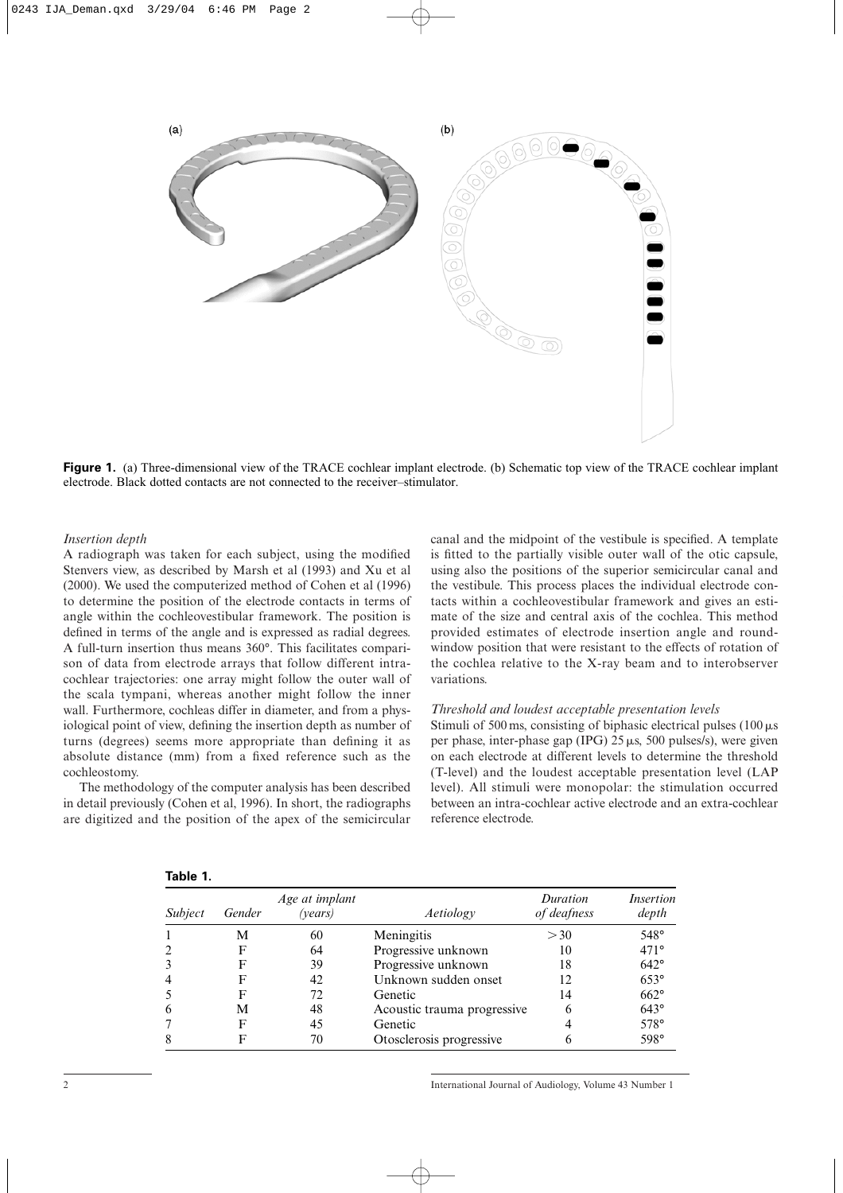**Figure 1.** (a) Three-dimensional view of the TRACE cochlear implant electrode. (b) Schematic top view of the TRACE cochlear implant electrode. Black dotted contacts are not connected to the receiver–stimulator.

*Insertion depth*

A radiograph was taken for each subject, using the modified Stenvers view, as described by Marsh et al (1993) and Xu et al (2000). We used the computerized method of Cohen et al (1996) to determine the position of the electrode contacts in terms of angle within the cochleovestibular framework. The position is defined in terms of the angle and is expressed as radial degrees. A full-turn insertion thus means 360°. This facilitates comparison of data from electrode arrays that follow different intracochlear trajectories: one array might follow the outer wall of the scala tympani, whereas another might follow the inner wall. Furthermore, cochleas differ in diameter, and from a physiological point of view, defining the insertion depth as number of turns (degrees) seems more appropriate than defining it as absolute distance (mm) from a fixed reference such as the cochleostomy.

The methodology of the computer analysis has been described in detail previously (Cohen et al, 1996). In short, the radiographs are digitized and the position of the apex of the semicircular canal and the midpoint of the vestibule is specified. A template is fitted to the partially visible outer wall of the otic capsule, using also the positions of the superior semicircular canal and the vestibule. This process places the individual electrode contacts within a cochleovestibular framework and gives an estimate of the size and central axis of the cochlea. This method provided estimates of electrode insertion angle and round-window position that were resistant to the effects of rotation of the cochlea relative to the X-ray beam and to interobserver variations.

*Threshold and loudest acceptable presentation levels*

Stimuli of 500 ms, consisting of biphasic electrical pulses (100 μs per phase, inter-phase gap (IPG) 25 μs, 500 pulses/s), were given on each electrode at different levels to determine the threshold (T-level) and the loudest acceptable presentation level (LAP level). All stimuli were monopolar: the stimulation occurred between an intra-cochlear active electrode and an extra-cochlear reference electrode.

**Table 1.**

| *Subject* | *Gender* | *Age at implant (years)* | *Aetiology* | *Duration of deafness* | *Insertion depth* |
|---|---|---|---|---|---|
| 1 | M | 60 | Meningitis | >30 | 548° |
| 2 | F | 64 | Progressive unknown | 10 | 471° |
| 3 | F | 39 | Progressive unknown | 18 | 642° |
| 4 | F | 42 | Unknown sudden onset | 12 | 653° |
| 5 | F | 72 | Genetic | 14 | 662° |
| 6 | M | 48 | Acoustic trauma progressive | 6 | 643° |
| 7 | F | 45 | Genetic | 4 | 578° |
| 8 | F | 70 | Otosclerosis progressive | 6 | 598° |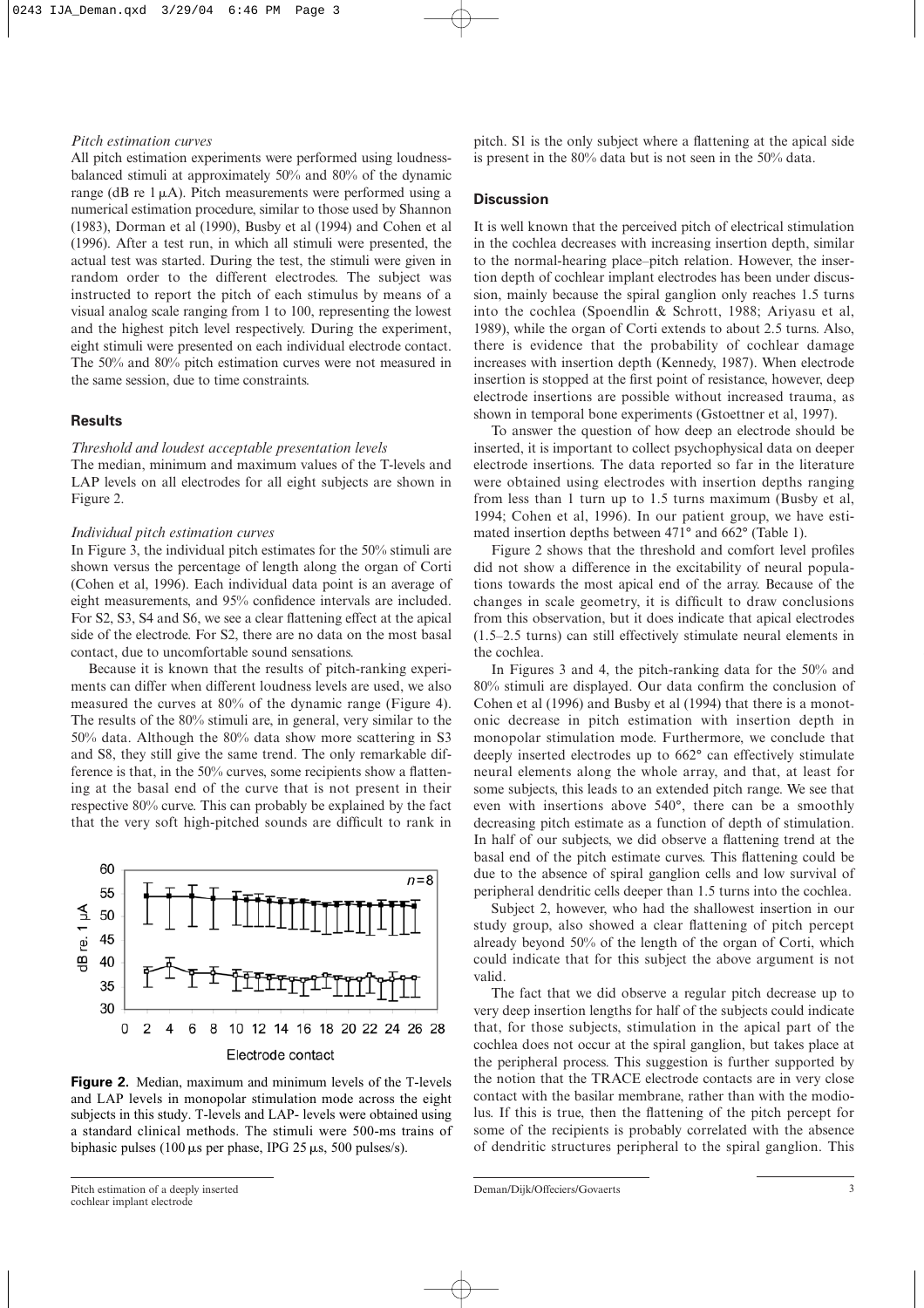*Pitch estimation curves*

All pitch estimation experiments were performed using loudness-balanced stimuli at approximately 50% and 80% of the dynamic range (dB re 1 μA). Pitch measurements were performed using a numerical estimation procedure, similar to those used by Shannon (1983), Dorman et al (1990), Busby et al (1994) and Cohen et al (1996). After a test run, in which all stimuli were presented, the actual test was started. During the test, the stimuli were given in random order to the different electrodes. The subject was instructed to report the pitch of each stimulus by means of a visual analog scale ranging from 1 to 100, representing the lowest and the highest pitch level respectively. During the experiment, eight stimuli were presented on each individual electrode contact. The 50% and 80% pitch estimation curves were not measured in the same session, due to time constraints.

## Results

*Threshold and loudest acceptable presentation levels*

The median, minimum and maximum values of the T-levels and LAP levels on all electrodes for all eight subjects are shown in Figure 2.

*Individual pitch estimation curves*

In Figure 3, the individual pitch estimates for the 50% stimuli are shown versus the percentage of length along the organ of Corti (Cohen et al, 1996). Each individual data point is an average of eight measurements, and 95% confidence intervals are included. For S2, S3, S4 and S6, we see a clear flattening effect at the apical side of the electrode. For S2, there are no data on the most basal contact, due to uncomfortable sound sensations.

Because it is known that the results of pitch-ranking experiments can differ when different loudness levels are used, we also measured the curves at 80% of the dynamic range (Figure 4). The results of the 80% stimuli are, in general, very similar to the 50% data. Although the 80% data show more scattering in S3 and S8, they still give the same trend. The only remarkable difference is that, in the 50% curves, some recipients show a flattening at the basal end of the curve that is not present in their respective 80% curve. This can probably be explained by the fact that the very soft high-pitched sounds are difficult to rank in pitch. S1 is the only subject where a flattening at the apical side is present in the 80% data but is not seen in the 50% data.

**Figure 2.** Median, maximum and minimum levels of the T-levels and LAP levels in monopolar stimulation mode across the eight subjects in this study. T-levels and LAP- levels were obtained using a standard clinical methods. The stimuli were 500-ms trains of biphasic pulses (100 μs per phase, IPG 25 μs, 500 pulses/s).

## Discussion

It is well known that the perceived pitch of electrical stimulation in the cochlea decreases with increasing insertion depth, similar to the normal-hearing place–pitch relation. However, the insertion depth of cochlear implant electrodes has been under discussion, mainly because the spiral ganglion only reaches 1.5 turns into the cochlea (Spoendlin & Schrott, 1988; Ariyasu et al, 1989), while the organ of Corti extends to about 2.5 turns. Also, there is evidence that the probability of cochlear damage increases with insertion depth (Kennedy, 1987). When electrode insertion is stopped at the first point of resistance, however, deep electrode insertions are possible without increased trauma, as shown in temporal bone experiments (Gstoettner et al, 1997).

To answer the question of how deep an electrode should be inserted, it is important to collect psychophysical data on deeper electrode insertions. The data reported so far in the literature were obtained using electrodes with insertion depths ranging from less than 1 turn up to 1.5 turns maximum (Busby et al, 1994; Cohen et al, 1996). In our patient group, we have estimated insertion depths between 471° and 662° (Table 1).

Figure 2 shows that the threshold and comfort level profiles did not show a difference in the excitability of neural populations towards the most apical end of the array. Because of the changes in scale geometry, it is difficult to draw conclusions from this observation, but it does indicate that apical electrodes (1.5–2.5 turns) can still effectively stimulate neural elements in the cochlea.

In Figures 3 and 4, the pitch-ranking data for the 50% and 80% stimuli are displayed. Our data confirm the conclusion of Cohen et al (1996) and Busby et al (1994) that there is a monotonic decrease in pitch estimation with insertion depth in monopolar stimulation mode. Furthermore, we conclude that deeply inserted electrodes up to 662° can effectively stimulate neural elements along the whole array, and that, at least for some subjects, this leads to an extended pitch range. We see that even with insertions above 540°, there can be a smoothly decreasing pitch estimate as a function of depth of stimulation. In half of our subjects, we did observe a flattening trend at the basal end of the pitch estimate curves. This flattening could be due to the absence of spiral ganglion cells and low survival of peripheral dendritic cells deeper than 1.5 turns into the cochlea.

Subject 2, however, who had the shallowest insertion in our study group, also showed a clear flattening of pitch percept already beyond 50% of the length of the organ of Corti, which could indicate that for this subject the above argument is not valid.

The fact that we did observe a regular pitch decrease up to very deep insertion lengths for half of the subjects could indicate that, for those subjects, stimulation in the apical part of the cochlea does not occur at the spiral ganglion, but takes place at the peripheral process. This suggestion is further supported by the notion that the TRACE electrode contacts are in very close contact with the basilar membrane, rather than with the modiolus. If this is true, then the flattening of the pitch percept for some of the recipients is probably correlated with the absence of dendritic structures peripheral to the spiral ganglion. This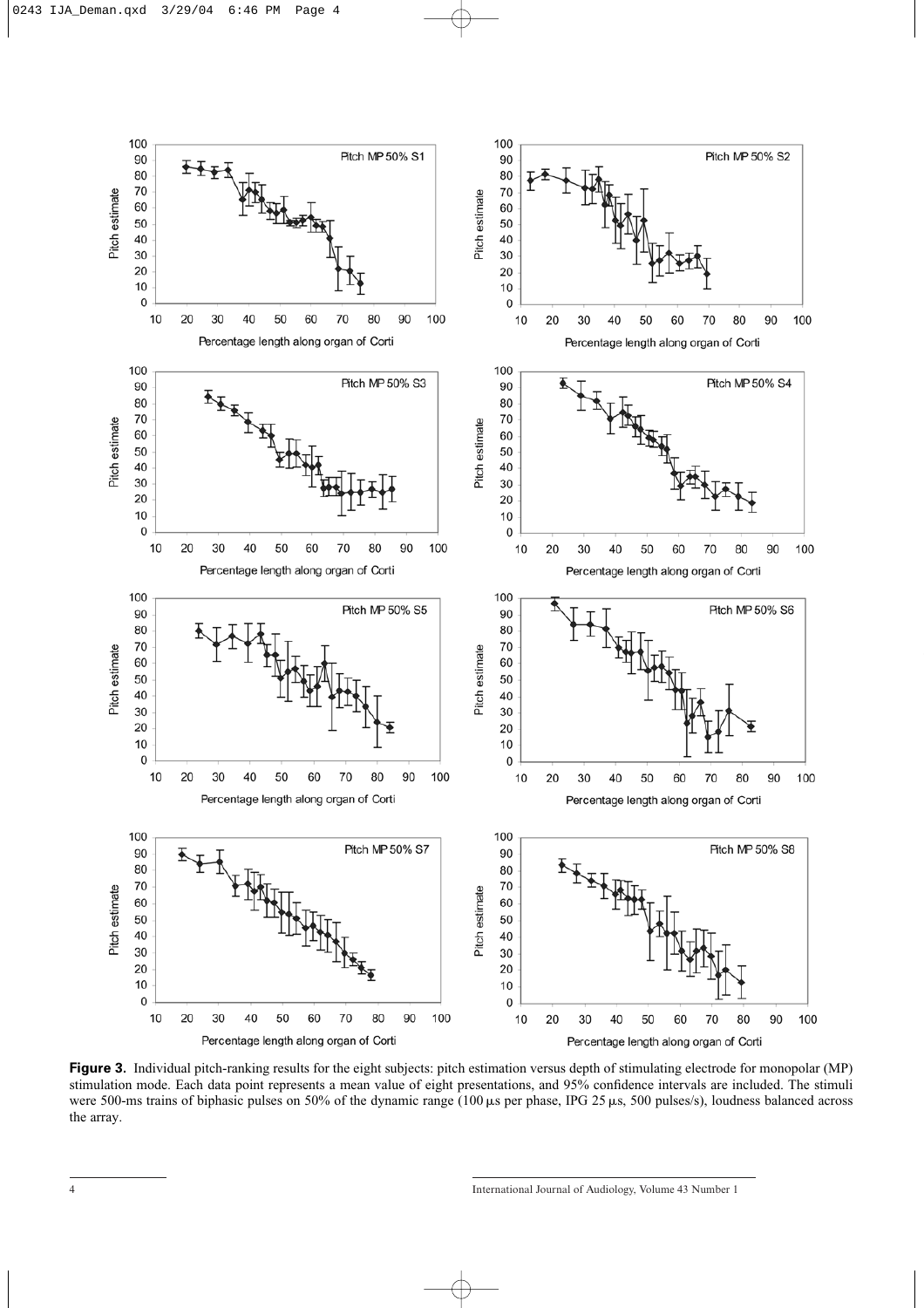**Figure 3.** Individual pitch-ranking results for the eight subjects: pitch estimation versus depth of stimulating electrode for monopolar (MP) stimulation mode. Each data point represents a mean value of eight presentations, and 95% confidence intervals are included. The stimuli were 500-ms trains of biphasic pulses on 50% of the dynamic range (100 µs per phase, IPG 25 µs, 500 pulses/s), loudness balanced across the array.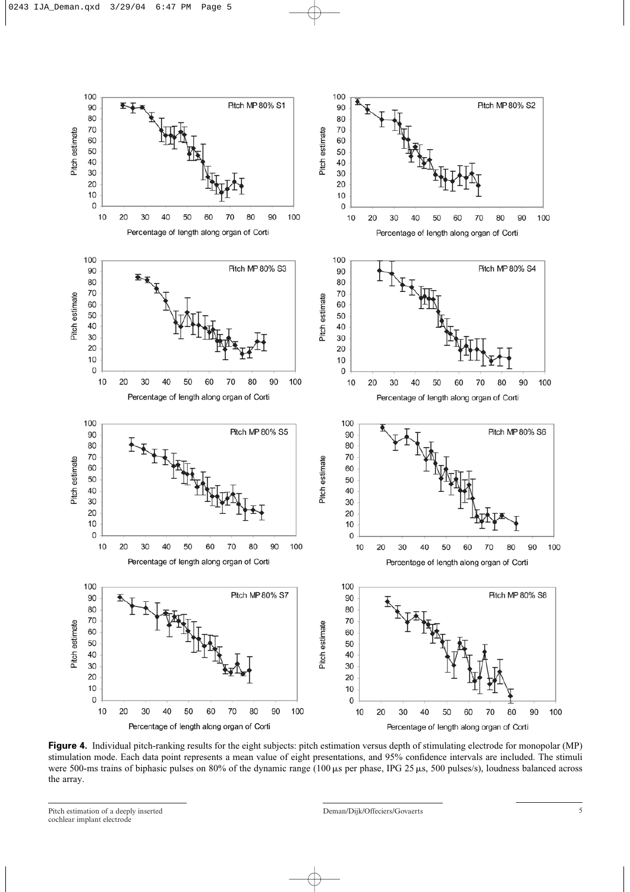**Figure 4.** Individual pitch-ranking results for the eight subjects: pitch estimation versus depth of stimulating electrode for monopolar (MP) stimulation mode. Each data point represents a mean value of eight presentations, and 95% confidence intervals are included. The stimuli were 500-ms trains of biphasic pulses on 80% of the dynamic range (100 μs per phase, IPG 25 μs, 500 pulses/s), loudness balanced across the array.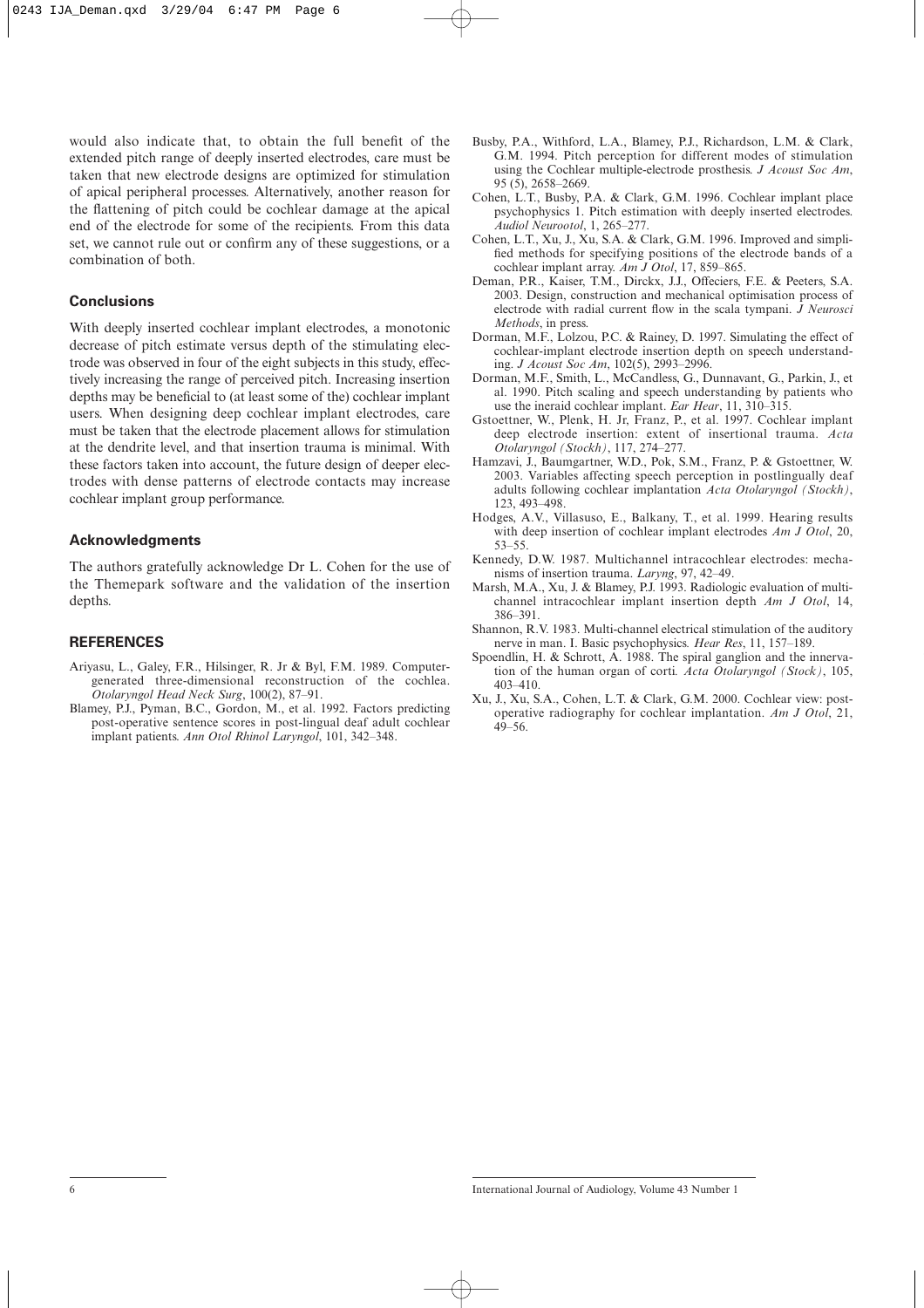would also indicate that, to obtain the full benefit of the extended pitch range of deeply inserted electrodes, care must be taken that new electrode designs are optimized for stimulation of apical peripheral processes. Alternatively, another reason for the flattening of pitch could be cochlear damage at the apical end of the electrode for some of the recipients. From this data set, we cannot rule out or confirm any of these suggestions, or a combination of both.

## Conclusions

With deeply inserted cochlear implant electrodes, a monotonic decrease of pitch estimate versus depth of the stimulating electrode was observed in four of the eight subjects in this study, effectively increasing the range of perceived pitch. Increasing insertion depths may be beneficial to (at least some of the) cochlear implant users. When designing deep cochlear implant electrodes, care must be taken that the electrode placement allows for stimulation at the dendrite level, and that insertion trauma is minimal. With these factors taken into account, the future design of deeper electrodes with dense patterns of electrode contacts may increase cochlear implant group performance.

## Acknowledgments

The authors gratefully acknowledge Dr L. Cohen for the use of the Themepark software and the validation of the insertion depths.

## REFERENCES

Ariyasu, L., Galey, F.R., Hilsinger, R. Jr & Byl, F.M. 1989. Computer-generated three-dimensional reconstruction of the cochlea. *Otolaryngol Head Neck Surg*, 100(2), 87–91.

Blamey, P.J., Pyman, B.C., Gordon, M., et al. 1992. Factors predicting post-operative sentence scores in post-lingual deaf adult cochlear implant patients. *Ann Otol Rhinol Laryngol*, 101, 342–348.

Busby, P.A., Withford, L.A., Blamey, P.J., Richardson, L.M. & Clark, G.M. 1994. Pitch perception for different modes of stimulation using the Cochlear multiple-electrode prosthesis. *J Acoust Soc Am*, 95 (5), 2658–2669.

Cohen, L.T., Busby, P.A. & Clark, G.M. 1996. Cochlear implant place psychophysics 1. Pitch estimation with deeply inserted electrodes. *Audiol Neurootol*, 1, 265–277.

Cohen, L.T., Xu, J., Xu, S.A. & Clark, G.M. 1996. Improved and simplified methods for specifying positions of the electrode bands of a cochlear implant array. *Am J Otol*, 17, 859–865.

Deman, P.R., Kaiser, T.M., Dirckx, J.J., Offeciers, F.E. & Peeters, S.A. 2003. Design, construction and mechanical optimisation process of electrode with radial current flow in the scala tympani. *J Neurosci Methods*, in press.

Dorman, M.F., Lolzou, P.C. & Rainey, D. 1997. Simulating the effect of cochlear-implant electrode insertion depth on speech understanding. *J Acoust Soc Am*, 102(5), 2993–2996.

Dorman, M.F., Smith, L., McCandless, G., Dunnavant, G., Parkin, J., et al. 1990. Pitch scaling and speech understanding by patients who use the ineraid cochlear implant. *Ear Hear*, 11, 310–315.

Gstoettner, W., Plenk, H. Jr, Franz, P., et al. 1997. Cochlear implant deep electrode insertion: extent of insertional trauma. *Acta Otolaryngol (Stockh)*, 117, 274–277.

Hamzavi, J., Baumgartner, W.D., Pok, S.M., Franz, P. & Gstoettner, W. 2003. Variables affecting speech perception in postlingually deaf adults following cochlear implantation *Acta Otolaryngol (Stockh)*, 123, 493–498.

Hodges, A.V., Villasuso, E., Balkany, T., et al. 1999. Hearing results with deep insertion of cochlear implant electrodes *Am J Otol*, 20, 53–55.

Kennedy, D.W. 1987. Multichannel intracochlear electrodes: mechanisms of insertion trauma. *Laryng*, 97, 42–49.

Marsh, M.A., Xu, J. & Blamey, P.J. 1993. Radiologic evaluation of multichannel intracochlear implant insertion depth *Am J Otol*, 14, 386–391.

Shannon, R.V. 1983. Multi-channel electrical stimulation of the auditory nerve in man. I. Basic psychophysics. *Hear Res*, 11, 157–189.

Spoendlin, H. & Schrott, A. 1988. The spiral ganglion and the innervation of the human organ of corti. *Acta Otolaryngol (Stock)*, 105, 403–410.

Xu, J., Xu, S.A., Cohen, L.T. & Clark, G.M. 2000. Cochlear view: post-operative radiography for cochlear implantation. *Am J Otol*, 21, 49–56.